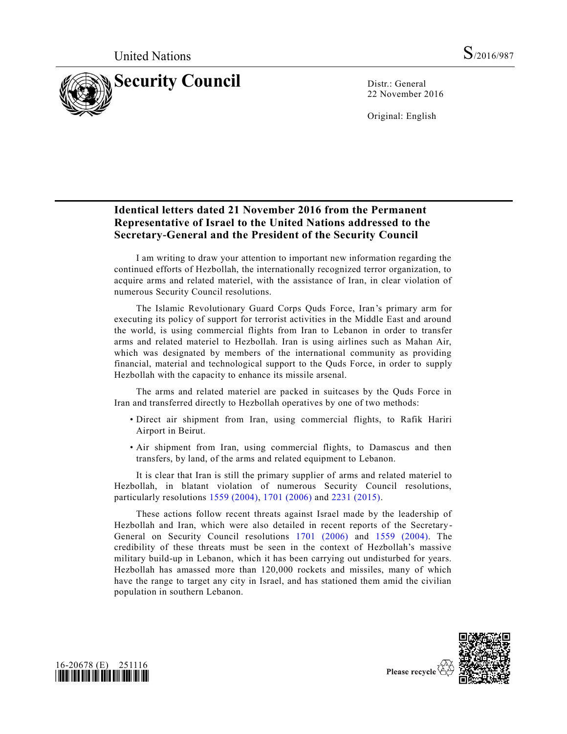United Nations

S/2016/987

# Security Council

Distr.: General
22 November 2016

Original: English

## Identical letters dated 21 November 2016 from the Permanent Representative of Israel to the United Nations addressed to the Secretary-General and the President of the Security Council

I am writing to draw your attention to important new information regarding the continued efforts of Hezbollah, the internationally recognized terror organization, to acquire arms and related materiel, with the assistance of Iran, in clear violation of numerous Security Council resolutions.

The Islamic Revolutionary Guard Corps Quds Force, Iran's primary arm for executing its policy of support for terrorist activities in the Middle East and around the world, is using commercial flights from Iran to Lebanon in order to transfer arms and related materiel to Hezbollah. Iran is using airlines such as Mahan Air, which was designated by members of the international community as providing financial, material and technological support to the Quds Force, in order to supply Hezbollah with the capacity to enhance its missile arsenal.

The arms and related materiel are packed in suitcases by the Quds Force in Iran and transferred directly to Hezbollah operatives by one of two methods:

- Direct air shipment from Iran, using commercial flights, to Rafik Hariri Airport in Beirut.
- Air shipment from Iran, using commercial flights, to Damascus and then transfers, by land, of the arms and related equipment to Lebanon.

It is clear that Iran is still the primary supplier of arms and related materiel to Hezbollah, in blatant violation of numerous Security Council resolutions, particularly resolutions 1559 (2004), 1701 (2006) and 2231 (2015).

These actions follow recent threats against Israel made by the leadership of Hezbollah and Iran, which were also detailed in recent reports of the Secretary-General on Security Council resolutions 1701 (2006) and 1559 (2004). The credibility of these threats must be seen in the context of Hezbollah's massive military build-up in Lebanon, which it has been carrying out undisturbed for years. Hezbollah has amassed more than 120,000 rockets and missiles, many of which have the range to target any city in Israel, and has stationed them amid the civilian population in southern Lebanon.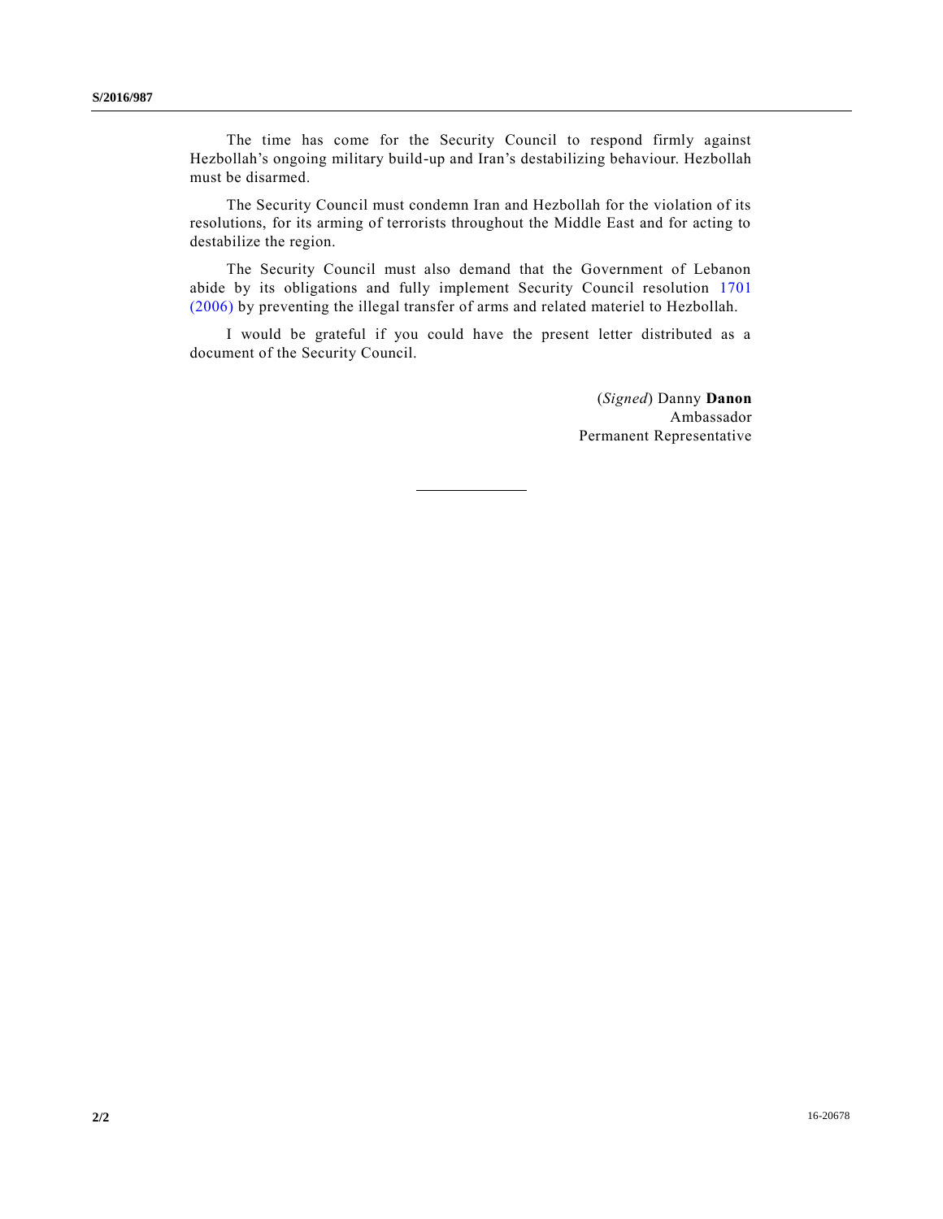The time has come for the Security Council to respond firmly against Hezbollah's ongoing military build-up and Iran's destabilizing behaviour. Hezbollah must be disarmed.

The Security Council must condemn Iran and Hezbollah for the violation of its resolutions, for its arming of terrorists throughout the Middle East and for acting to destabilize the region.

The Security Council must also demand that the Government of Lebanon abide by its obligations and fully implement Security Council resolution 1701 (2006) by preventing the illegal transfer of arms and related materiel to Hezbollah.

I would be grateful if you could have the present letter distributed as a document of the Security Council.

(*Signed*) Danny **Danon**
Ambassador
Permanent Representative